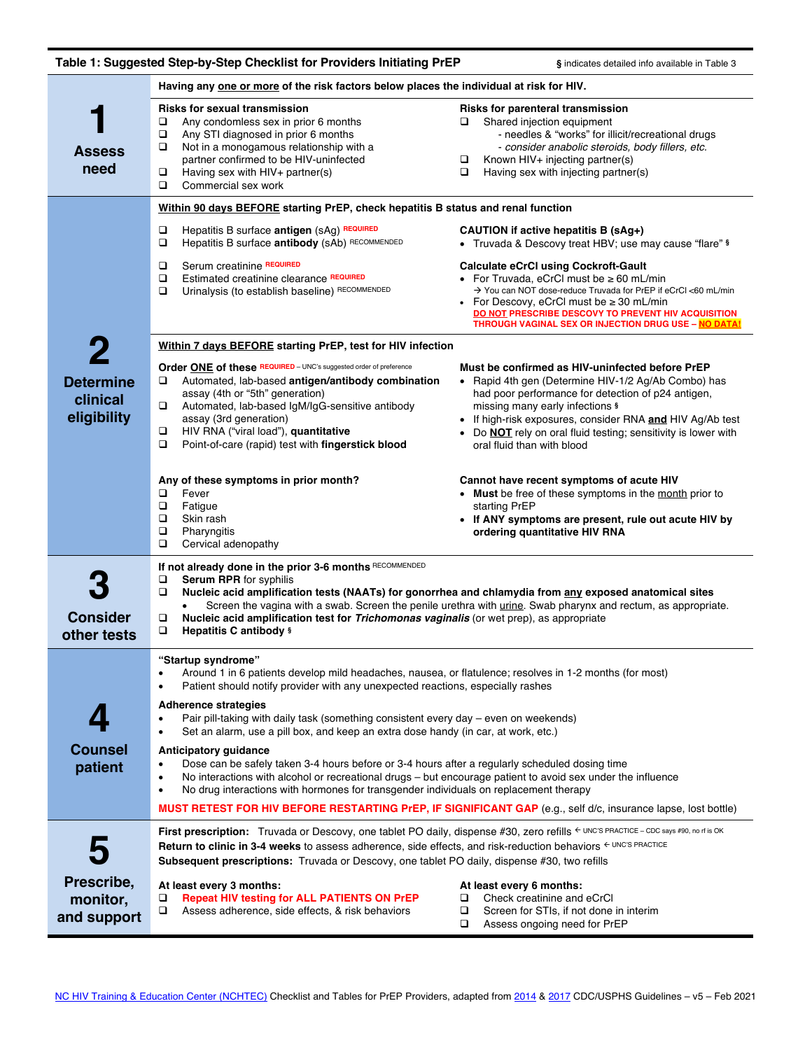## Table 1: Suggested Step-by-Step Checklist for Providers Initiating PrEP

§ indicates detailed info available in Table 3

### 1 Assess need

**Having any one or more of the risk factors below places the individual at risk for HIV.**

**Risks for sexual transmission**

- ❑ Any condomless sex in prior 6 months
- ❑ Any STI diagnosed in prior 6 months
- ❑ Not in a monogamous relationship with a partner confirmed to be HIV-uninfected
- ❑ Having sex with HIV+ partner(s)
- ❑ Commercial sex work

**Risks for parenteral transmission**

- ❑ Shared injection equipment
  - needles & "works" for illicit/recreational drugs
  - *consider anabolic steroids, body fillers, etc.*
- ❑ Known HIV+ injecting partner(s)
- ❑ Having sex with injecting partner(s)

### 2 Determine clinical eligibility

**Within 90 days BEFORE starting PrEP, check hepatitis B status and renal function**

- ❑ Hepatitis B surface **antigen** (sAg) REQUIRED
- ❑ Hepatitis B surface **antibody** (sAb) RECOMMENDED
- ❑ Serum creatinine REQUIRED
- ❑ Estimated creatinine clearance REQUIRED
- ❑ Urinalysis (to establish baseline) RECOMMENDED

**CAUTION if active hepatitis B (sAg+)**

- Truvada & Descovy treat HBV; use may cause "flare" §

**Calculate eCrCl using Cockroft-Gault**

- For Truvada, eCrCl must be ≥ 60 mL/min
  - → You can NOT dose-reduce Truvada for PrEP if eCrCl <60 mL/min
- For Descovy, eCrCl must be ≥ 30 mL/min

**DO NOT PRESCRIBE DESCOVY TO PREVENT HIV ACQUISITION THROUGH VAGINAL SEX OR INJECTION DRUG USE – NO DATA!**

**Within 7 days BEFORE starting PrEP, test for HIV infection**

**Order ONE of these** REQUIRED – UNC's suggested order of preference

- ❑ Automated, lab-based **antigen/antibody combination** assay (4th or "5th" generation)
- ❑ Automated, lab-based IgM/IgG-sensitive antibody assay (3rd generation)
- ❑ HIV RNA ("viral load"), **quantitative**
- ❑ Point-of-care (rapid) test with **fingerstick blood**

**Must be confirmed as HIV-uninfected before PrEP**

- Rapid 4th gen (Determine HIV-1/2 Ag/Ab Combo) has had poor performance for detection of p24 antigen, missing many early infections §
- If high-risk exposures, consider RNA **and** HIV Ag/Ab test
- Do **NOT** rely on oral fluid testing; sensitivity is lower with oral fluid than with blood

**Any of these symptoms in prior month?**

- ❑ Fever
- ❑ Fatigue
- ❑ Skin rash
- ❑ Pharyngitis
- ❑ Cervical adenopathy

**Cannot have recent symptoms of acute HIV**

- **Must** be free of these symptoms in the month prior to starting PrEP
- **If ANY symptoms are present, rule out acute HIV by ordering quantitative HIV RNA**

### 3 Consider other tests

**If not already done in the prior 3-6 months** RECOMMENDED

- ❑ **Serum RPR** for syphilis
- ❑ **Nucleic acid amplification tests (NAATs) for gonorrhea and chlamydia from any exposed anatomical sites**
  - Screen the vagina with a swab. Screen the penile urethra with urine. Swab pharynx and rectum, as appropriate.
- ❑ **Nucleic acid amplification test for *Trichomonas vaginalis*** (or wet prep), as appropriate
- ❑ **Hepatitis C antibody** §

### 4 Counsel patient

**"Startup syndrome"**

- Around 1 in 6 patients develop mild headaches, nausea, or flatulence; resolves in 1-2 months (for most)
- Patient should notify provider with any unexpected reactions, especially rashes

**Adherence strategies**

- Pair pill-taking with daily task (something consistent every day – even on weekends)
- Set an alarm, use a pill box, and keep an extra dose handy (in car, at work, etc.)

**Anticipatory guidance**

- Dose can be safely taken 3-4 hours before or 3-4 hours after a regularly scheduled dosing time
- No interactions with alcohol or recreational drugs – but encourage patient to avoid sex under the influence
- No drug interactions with hormones for transgender individuals on replacement therapy

**MUST RETEST FOR HIV BEFORE RESTARTING PrEP, IF SIGNIFICANT GAP** (e.g., self d/c, insurance lapse, lost bottle)

### 5 Prescribe, monitor, and support

**First prescription:** Truvada or Descovy, one tablet PO daily, dispense #30, zero refills ← UNC'S PRACTICE – CDC says #90, no rf is OK

**Return to clinic in 3-4 weeks** to assess adherence, side effects, and risk-reduction behaviors ← UNC'S PRACTICE

**Subsequent prescriptions:** Truvada or Descovy, one tablet PO daily, dispense #30, two refills

**At least every 3 months:**

- ❑ **Repeat HIV testing for ALL PATIENTS ON PrEP**
- ❑ Assess adherence, side effects, & risk behaviors

**At least every 6 months:**

- ❑ Check creatinine and eCrCl
- ❑ Screen for STIs, if not done in interim
- ❑ Assess ongoing need for PrEP

NC HIV Training & Education Center (NCHTEC) Checklist and Tables for PrEP Providers, adapted from 2014 & 2017 CDC/USPHS Guidelines – v5 – Feb 2021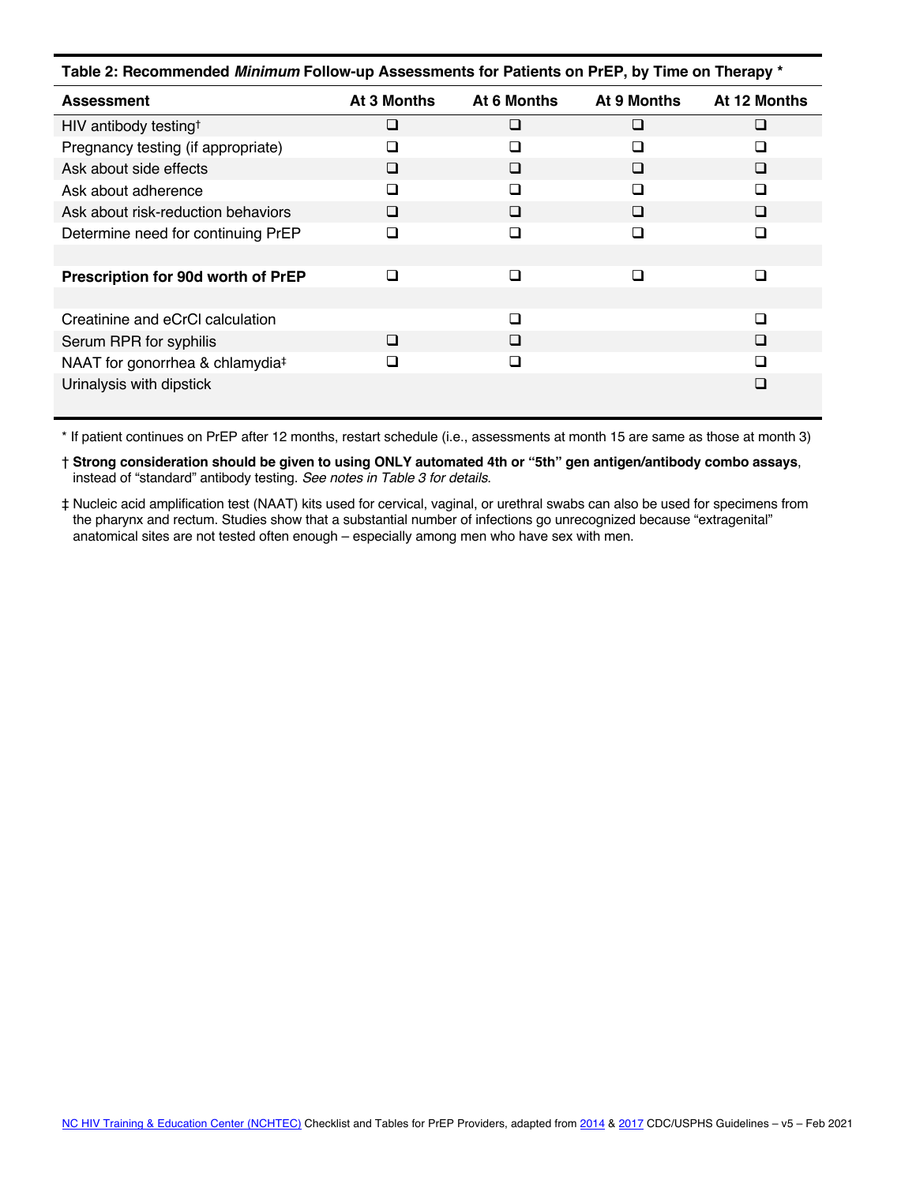**Table 2: Recommended *Minimum* Follow-up Assessments for Patients on PrEP, by Time on Therapy ***

| Assessment | At 3 Months | At 6 Months | At 9 Months | At 12 Months |
|---|---|---|---|---|
| HIV antibody testing† | ❑ | ❑ | ❑ | ❑ |
| Pregnancy testing (if appropriate) | ❑ | ❑ | ❑ | ❑ |
| Ask about side effects | ❑ | ❑ | ❑ | ❑ |
| Ask about adherence | ❑ | ❑ | ❑ | ❑ |
| Ask about risk-reduction behaviors | ❑ | ❑ | ❑ | ❑ |
| Determine need for continuing PrEP | ❑ | ❑ | ❑ | ❑ |
| | | | | |
| **Prescription for 90d worth of PrEP** | ❑ | ❑ | ❑ | ❑ |
| | | | | |
| Creatinine and eCrCl calculation | | ❑ | | ❑ |
| Serum RPR for syphilis | ❑ | ❑ | | ❑ |
| NAAT for gonorrhea & chlamydia‡ | ❑ | ❑ | | ❑ |
| Urinalysis with dipstick | | | | ❑ |

* If patient continues on PrEP after 12 months, restart schedule (i.e., assessments at month 15 are same as those at month 3)

† **Strong consideration should be given to using ONLY automated 4th or "5th" gen antigen/antibody combo assays**, instead of "standard" antibody testing. *See notes in Table 3 for details*.

‡ Nucleic acid amplification test (NAAT) kits used for cervical, vaginal, or urethral swabs can also be used for specimens from the pharynx and rectum. Studies show that a substantial number of infections go unrecognized because "extragenital" anatomical sites are not tested often enough – especially among men who have sex with men.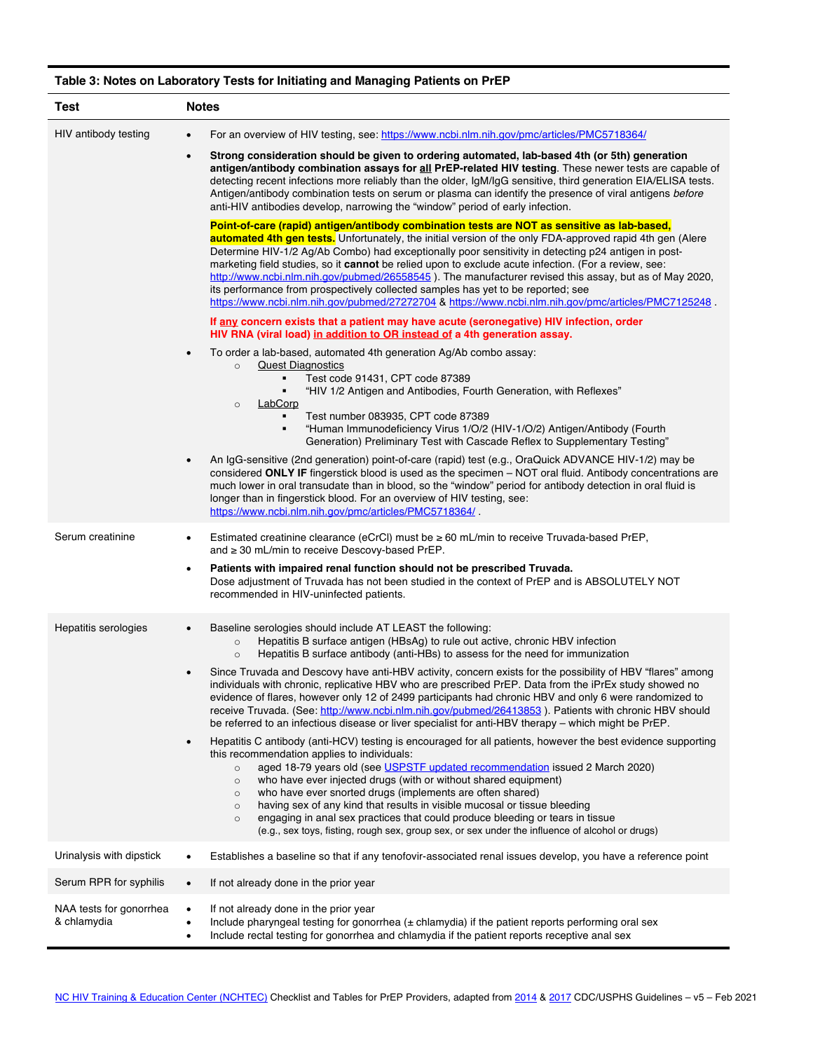**Table 3: Notes on Laboratory Tests for Initiating and Managing Patients on PrEP**

| Test | Notes |
|---|---|
| HIV antibody testing | • For an overview of HIV testing, see: https://www.ncbi.nlm.nih.gov/pmc/articles/PMC5718364/<br>• **Strong consideration should be given to ordering automated, lab-based 4th (or 5th) generation antigen/antibody combination assays for all PrEP-related HIV testing**. These newer tests are capable of detecting recent infections more reliably than the older, IgM/IgG sensitive, third generation EIA/ELISA tests. Antigen/antibody combination tests on serum or plasma can identify the presence of viral antigens *before* anti-HIV antibodies develop, narrowing the "window" period of early infection.<br>**Point-of-care (rapid) antigen/antibody combination tests are NOT as sensitive as lab-based, automated 4th gen tests.** Unfortunately, the initial version of the only FDA-approved rapid 4th gen (Alere Determine HIV-1/2 Ag/Ab Combo) had exceptionally poor sensitivity in detecting p24 antigen in post-marketing field studies, so it **cannot** be relied upon to exclude acute infection. (For a review, see: http://www.ncbi.nlm.nih.gov/pubmed/26558545 ). The manufacturer revised this assay, but as of May 2020, its performance from prospectively collected samples has yet to be reported; see https://www.ncbi.nlm.nih.gov/pubmed/27272704 & https://www.ncbi.nlm.nih.gov/pmc/articles/PMC7125248 .<br>**If any concern exists that a patient may have acute (seronegative) HIV infection, order HIV RNA (viral load) in addition to OR instead of a 4th generation assay.**<br>• To order a lab-based, automated 4th generation Ag/Ab combo assay:<br>○ Quest Diagnostics<br>▪ Test code 91431, CPT code 87389<br>▪ "HIV 1/2 Antigen and Antibodies, Fourth Generation, with Reflexes"<br>○ LabCorp<br>▪ Test number 083935, CPT code 87389<br>▪ "Human Immunodeficiency Virus 1/O/2 (HIV-1/O/2) Antigen/Antibody (Fourth Generation) Preliminary Test with Cascade Reflex to Supplementary Testing"<br>• An IgG-sensitive (2nd generation) point-of-care (rapid) test (e.g., OraQuick ADVANCE HIV-1/2) may be considered **ONLY IF** fingerstick blood is used as the specimen – NOT oral fluid. Antibody concentrations are much lower in oral transudate than in blood, so the "window" period for antibody detection in oral fluid is longer than in fingerstick blood. For an overview of HIV testing, see: https://www.ncbi.nlm.nih.gov/pmc/articles/PMC5718364/ . |
| Serum creatinine | • Estimated creatinine clearance (eCrCl) must be ≥ 60 mL/min to receive Truvada-based PrEP, and ≥ 30 mL/min to receive Descovy-based PrEP.<br>• **Patients with impaired renal function should not be prescribed Truvada.** Dose adjustment of Truvada has not been studied in the context of PrEP and is ABSOLUTELY NOT recommended in HIV-uninfected patients. |
| Hepatitis serologies | • Baseline serologies should include AT LEAST the following:<br>○ Hepatitis B surface antigen (HBsAg) to rule out active, chronic HBV infection<br>○ Hepatitis B surface antibody (anti-HBs) to assess for the need for immunization<br>• Since Truvada and Descovy have anti-HBV activity, concern exists for the possibility of HBV "flares" among individuals with chronic, replicative HBV who are prescribed PrEP. Data from the iPrEx study showed no evidence of flares, however only 12 of 2499 participants had chronic HBV and only 6 were randomized to receive Truvada. (See: http://www.ncbi.nlm.nih.gov/pubmed/26413853 ). Patients with chronic HBV should be referred to an infectious disease or liver specialist for anti-HBV therapy – which might be PrEP.<br>• Hepatitis C antibody (anti-HCV) testing is encouraged for all patients, however the best evidence supporting this recommendation applies to individuals:<br>○ aged 18-79 years old (see USPSTF updated recommendation issued 2 March 2020)<br>○ who have ever injected drugs (with or without shared equipment)<br>○ who have ever snorted drugs (implements are often shared)<br>○ having sex of any kind that results in visible mucosal or tissue bleeding<br>○ engaging in anal sex practices that could produce bleeding or tears in tissue (e.g., sex toys, fisting, rough sex, group sex, or sex under the influence of alcohol or drugs) |
| Urinalysis with dipstick | • Establishes a baseline so that if any tenofovir-associated renal issues develop, you have a reference point |
| Serum RPR for syphilis | • If not already done in the prior year |
| NAA tests for gonorrhea & chlamydia | • If not already done in the prior year<br>• Include pharyngeal testing for gonorrhea (± chlamydia) if the patient reports performing oral sex<br>• Include rectal testing for gonorrhea and chlamydia if the patient reports receptive anal sex |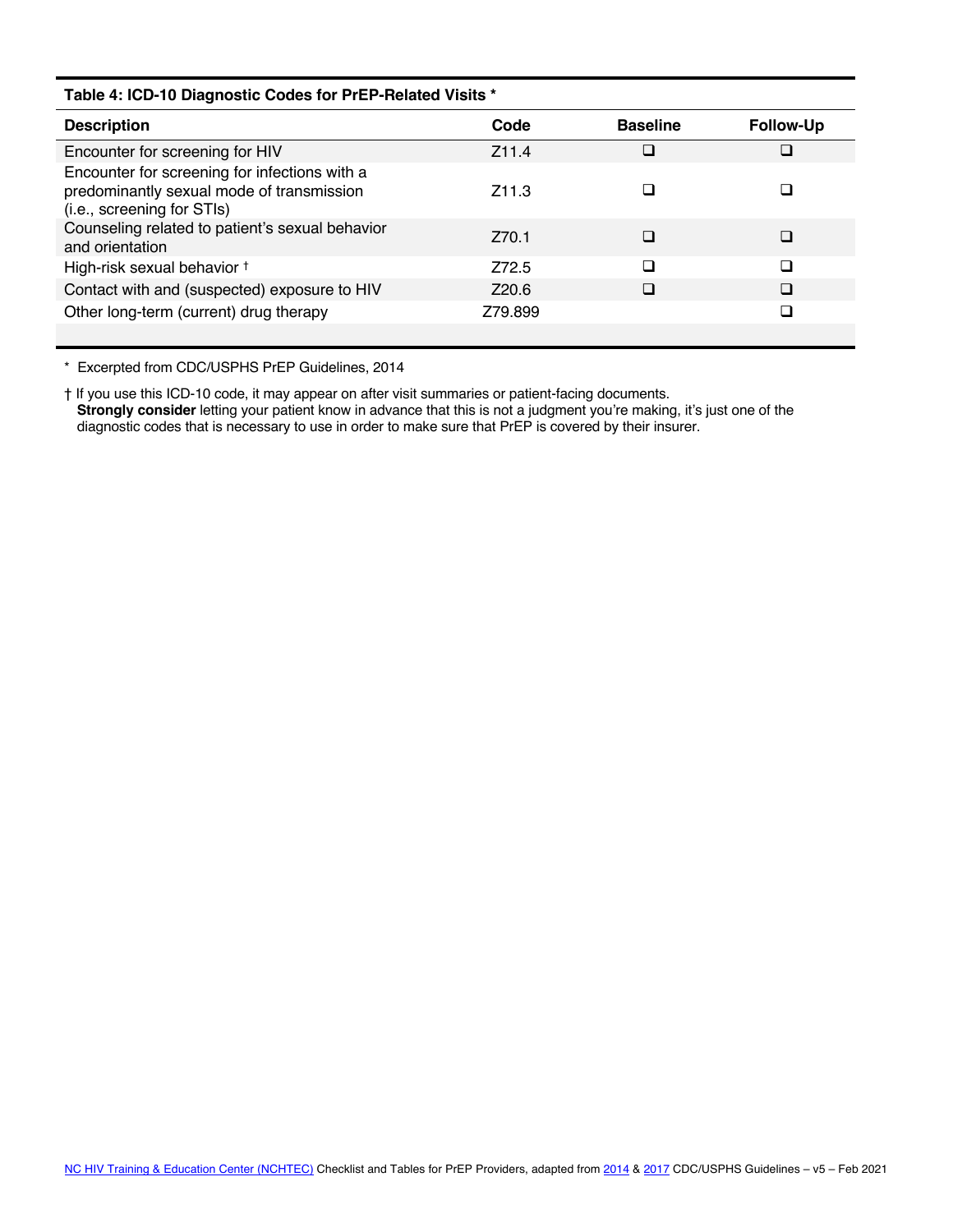**Table 4: ICD-10 Diagnostic Codes for PrEP-Related Visits ***

| Description | Code | Baseline | Follow-Up |
|---|---|---|---|
| Encounter for screening for HIV | Z11.4 | ❑ | ❑ |
| Encounter for screening for infections with a predominantly sexual mode of transmission (i.e., screening for STIs) | Z11.3 | ❑ | ❑ |
| Counseling related to patient's sexual behavior and orientation | Z70.1 | ❑ | ❑ |
| High-risk sexual behavior † | Z72.5 | ❑ | ❑ |
| Contact with and (suspected) exposure to HIV | Z20.6 | ❑ | ❑ |
| Other long-term (current) drug therapy | Z79.899 | | ❑ |

* Excerpted from CDC/USPHS PrEP Guidelines, 2014

† If you use this ICD-10 code, it may appear on after visit summaries or patient-facing documents. **Strongly consider** letting your patient know in advance that this is not a judgment you're making, it's just one of the diagnostic codes that is necessary to use in order to make sure that PrEP is covered by their insurer.

NC HIV Training & Education Center (NCHTEC) Checklist and Tables for PrEP Providers, adapted from 2014 & 2017 CDC/USPHS Guidelines – v5 – Feb 2021